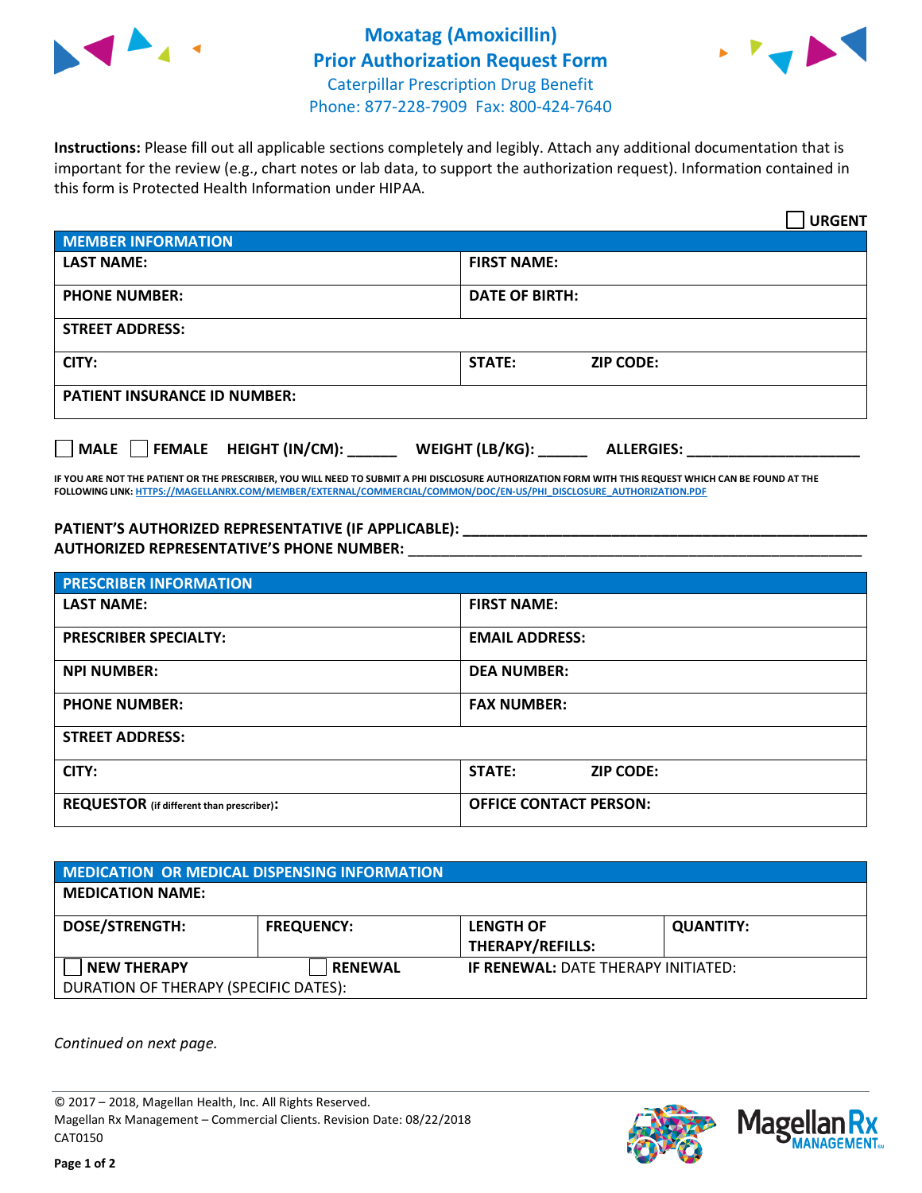# Moxatag (Amoxicillin) Prior Authorization Request Form

Caterpillar Prescription Drug Benefit
Phone: 877-228-7909 Fax: 800-424-7640

**Instructions:** Please fill out all applicable sections completely and legibly. Attach any additional documentation that is important for the review (e.g., chart notes or lab data, to support the authorization request). Information contained in this form is Protected Health Information under HIPAA.

☐ **URGENT**

| MEMBER INFORMATION | |
|---|---|
| **LAST NAME:** | **FIRST NAME:** |
| **PHONE NUMBER:** | **DATE OF BIRTH:** |
| **STREET ADDRESS:** | |
| **CITY:** | **STATE:** **ZIP CODE:** |
| **PATIENT INSURANCE ID NUMBER:** | |

☐ **MALE** ☐ **FEMALE** **HEIGHT (IN/CM):** ______ **WEIGHT (LB/KG):** ______ **ALLERGIES:** ____________________

**IF YOU ARE NOT THE PATIENT OR THE PRESCRIBER, YOU WILL NEED TO SUBMIT A PHI DISCLOSURE AUTHORIZATION FORM WITH THIS REQUEST WHICH CAN BE FOUND AT THE FOLLOWING LINK: HTTPS://MAGELLANRX.COM/MEMBER/EXTERNAL/COMMERCIAL/COMMON/DOC/EN-US/PHI_DISCLOSURE_AUTHORIZATION.PDF**

**PATIENT'S AUTHORIZED REPRESENTATIVE (IF APPLICABLE):** ____________________________________________
**AUTHORIZED REPRESENTATIVE'S PHONE NUMBER:** ____________________________________________

| PRESCRIBER INFORMATION | |
|---|---|
| **LAST NAME:** | **FIRST NAME:** |
| **PRESCRIBER SPECIALTY:** | **EMAIL ADDRESS:** |
| **NPI NUMBER:** | **DEA NUMBER:** |
| **PHONE NUMBER:** | **FAX NUMBER:** |
| **STREET ADDRESS:** | |
| **CITY:** | **STATE:** **ZIP CODE:** |
| **REQUESTOR** (if different than prescriber)**:** | **OFFICE CONTACT PERSON:** |

| MEDICATION OR MEDICAL DISPENSING INFORMATION | | | |
|---|---|---|---|
| **MEDICATION NAME:** | | | |
| **DOSE/STRENGTH:** | **FREQUENCY:** | **LENGTH OF THERAPY/REFILLS:** | **QUANTITY:** |
| ☐ **NEW THERAPY** | ☐ **RENEWAL** | **IF RENEWAL:** DATE THERAPY INITIATED: | |
| DURATION OF THERAPY (SPECIFIC DATES): | | | |

*Continued on next page.*

© 2017 – 2018, Magellan Health, Inc. All Rights Reserved.
Magellan Rx Management – Commercial Clients. Revision Date: 08/22/2018
CAT0150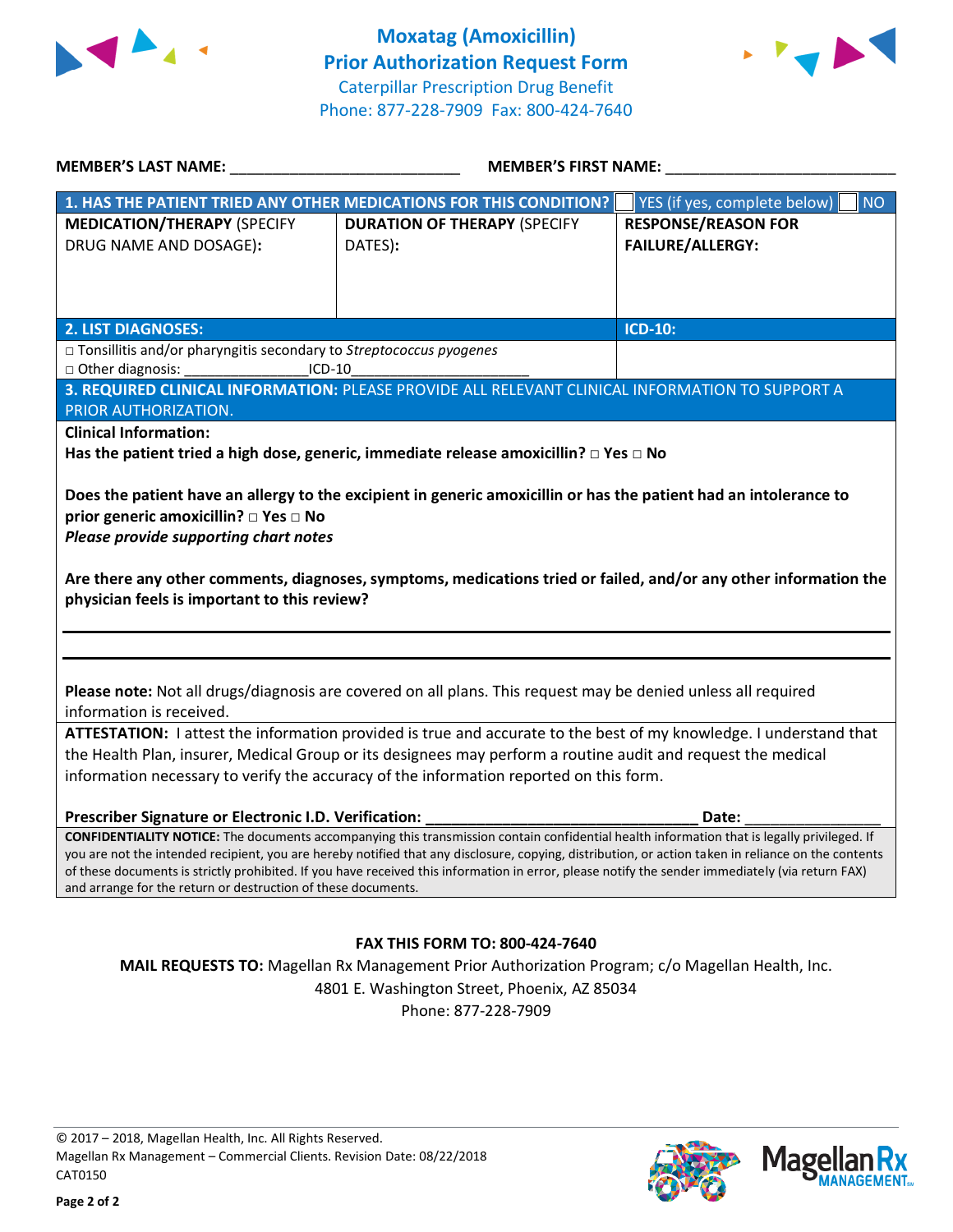# Moxatag (Amoxicillin) Prior Authorization Request Form

Caterpillar Prescription Drug Benefit
Phone: 877-228-7909 Fax: 800-424-7640

**MEMBER'S LAST NAME:** ___________________________ **MEMBER'S FIRST NAME:** ___________________________

| **1. HAS THE PATIENT TRIED ANY OTHER MEDICATIONS FOR THIS CONDITION?** | | ☐ YES (if yes, complete below) ☐ NO |
|---|---|---|
| **MEDICATION/THERAPY** (SPECIFY DRUG NAME AND DOSAGE): | **DURATION OF THERAPY** (SPECIFY DATES): | **RESPONSE/REASON FOR FAILURE/ALLERGY:** |
| | | |

| **2. LIST DIAGNOSES:** | **ICD-10:** |
|---|---|
| □ Tonsillitis and/or pharyngitis secondary to *Streptococcus pyogenes*<br>□ Other diagnosis: _______________ICD-10_____________________ | |

**3. REQUIRED CLINICAL INFORMATION:** PLEASE PROVIDE ALL RELEVANT CLINICAL INFORMATION TO SUPPORT A PRIOR AUTHORIZATION.

**Clinical Information:**

**Has the patient tried a high dose, generic, immediate release amoxicillin?** □ **Yes** □ **No**

**Does the patient have an allergy to the excipient in generic amoxicillin or has the patient had an intolerance to prior generic amoxicillin?** □ **Yes** □ **No**

***Please provide supporting chart notes***

**Are there any other comments, diagnoses, symptoms, medications tried or failed, and/or any other information the physician feels is important to this review?**

_______________________________________________

_______________________________________________

**Please note:** Not all drugs/diagnosis are covered on all plans. This request may be denied unless all required information is received.

**ATTESTATION:** I attest the information provided is true and accurate to the best of my knowledge. I understand that the Health Plan, insurer, Medical Group or its designees may perform a routine audit and request the medical information necessary to verify the accuracy of the information reported on this form.

**Prescriber Signature or Electronic I.D. Verification:** _______________________________ **Date:** _______________

**CONFIDENTIALITY NOTICE:** The documents accompanying this transmission contain confidential health information that is legally privileged. If you are not the intended recipient, you are hereby notified that any disclosure, copying, distribution, or action taken in reliance on the contents of these documents is strictly prohibited. If you have received this information in error, please notify the sender immediately (via return FAX) and arrange for the return or destruction of these documents.

**FAX THIS FORM TO: 800-424-7640**

**MAIL REQUESTS TO:** Magellan Rx Management Prior Authorization Program; c/o Magellan Health, Inc.
4801 E. Washington Street, Phoenix, AZ 85034
Phone: 877-228-7909

© 2017 – 2018, Magellan Health, Inc. All Rights Reserved.
Magellan Rx Management – Commercial Clients. Revision Date: 08/22/2018
CAT0150